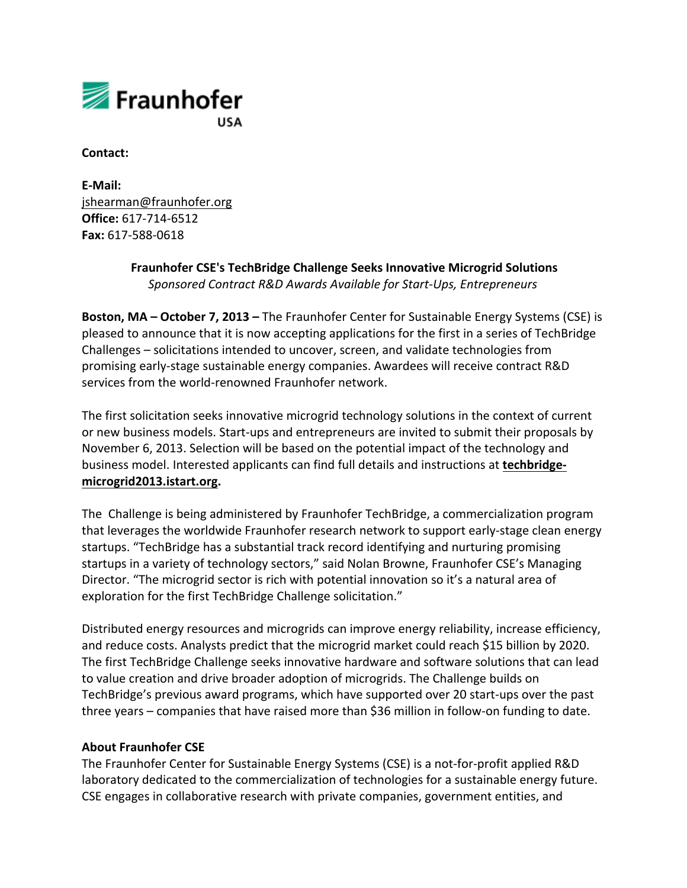Fraunhofer USA

**Contact:**

**E-Mail:**
jshearman@fraunhofer.org
**Office:** 617-714-6512
**Fax:** 617-588-0618

**Fraunhofer CSE's TechBridge Challenge Seeks Innovative Microgrid Solutions**
*Sponsored Contract R&D Awards Available for Start-Ups, Entrepreneurs*

**Boston, MA – October 7, 2013 –** The Fraunhofer Center for Sustainable Energy Systems (CSE) is pleased to announce that it is now accepting applications for the first in a series of TechBridge Challenges – solicitations intended to uncover, screen, and validate technologies from promising early-stage sustainable energy companies. Awardees will receive contract R&D services from the world-renowned Fraunhofer network.

The first solicitation seeks innovative microgrid technology solutions in the context of current or new business models. Start-ups and entrepreneurs are invited to submit their proposals by November 6, 2013. Selection will be based on the potential impact of the technology and business model. Interested applicants can find full details and instructions at **techbridge-microgrid2013.istart.org**.

The Challenge is being administered by Fraunhofer TechBridge, a commercialization program that leverages the worldwide Fraunhofer research network to support early-stage clean energy startups. "TechBridge has a substantial track record identifying and nurturing promising startups in a variety of technology sectors," said Nolan Browne, Fraunhofer CSE's Managing Director. "The microgrid sector is rich with potential innovation so it's a natural area of exploration for the first TechBridge Challenge solicitation."

Distributed energy resources and microgrids can improve energy reliability, increase efficiency, and reduce costs. Analysts predict that the microgrid market could reach $15 billion by 2020. The first TechBridge Challenge seeks innovative hardware and software solutions that can lead to value creation and drive broader adoption of microgrids. The Challenge builds on TechBridge's previous award programs, which have supported over 20 start-ups over the past three years – companies that have raised more than $36 million in follow-on funding to date.

**About Fraunhofer CSE**

The Fraunhofer Center for Sustainable Energy Systems (CSE) is a not-for-profit applied R&D laboratory dedicated to the commercialization of technologies for a sustainable energy future. CSE engages in collaborative research with private companies, government entities, and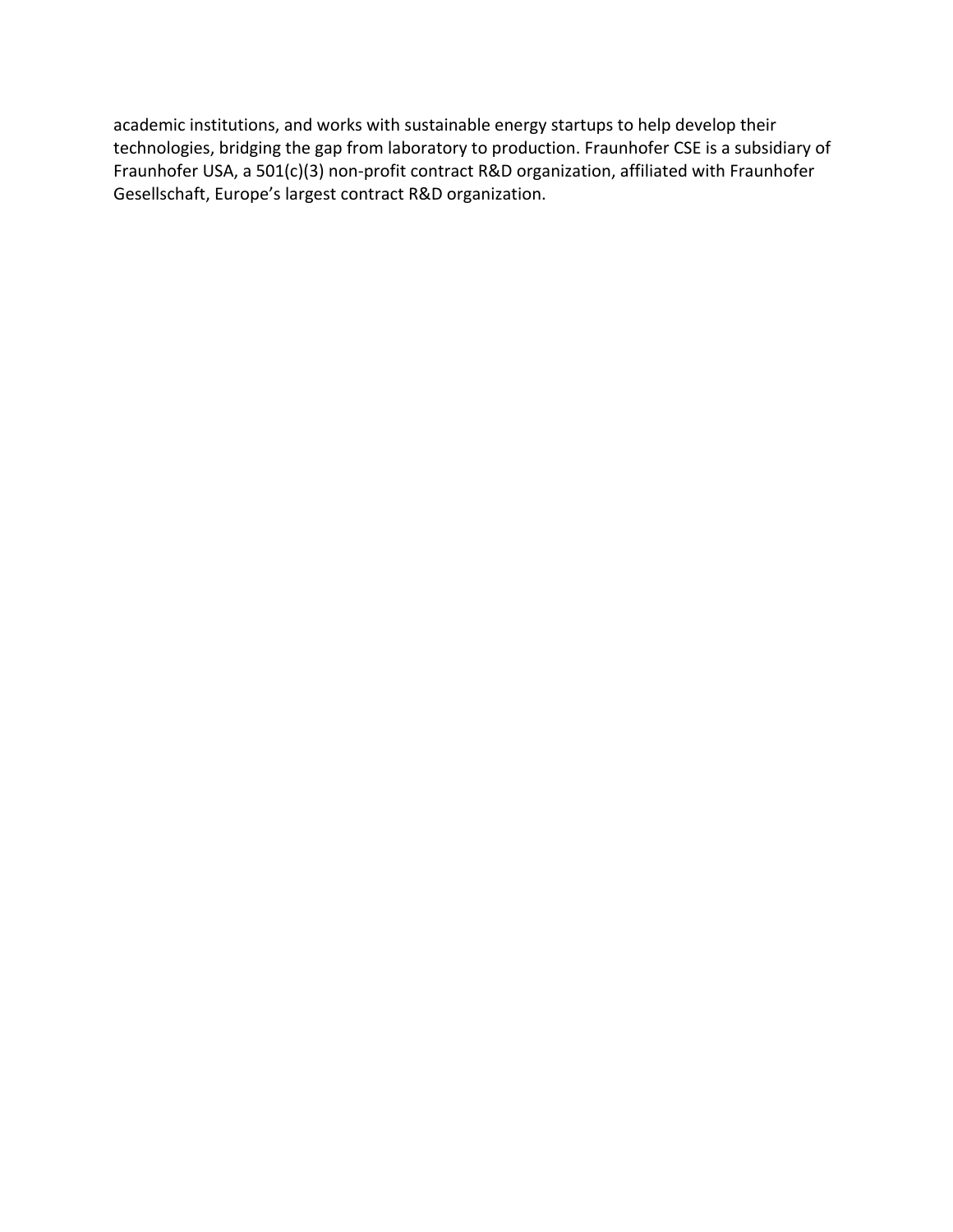academic institutions, and works with sustainable energy startups to help develop their technologies, bridging the gap from laboratory to production. Fraunhofer CSE is a subsidiary of Fraunhofer USA, a 501(c)(3) non-profit contract R&D organization, affiliated with Fraunhofer Gesellschaft, Europe's largest contract R&D organization.